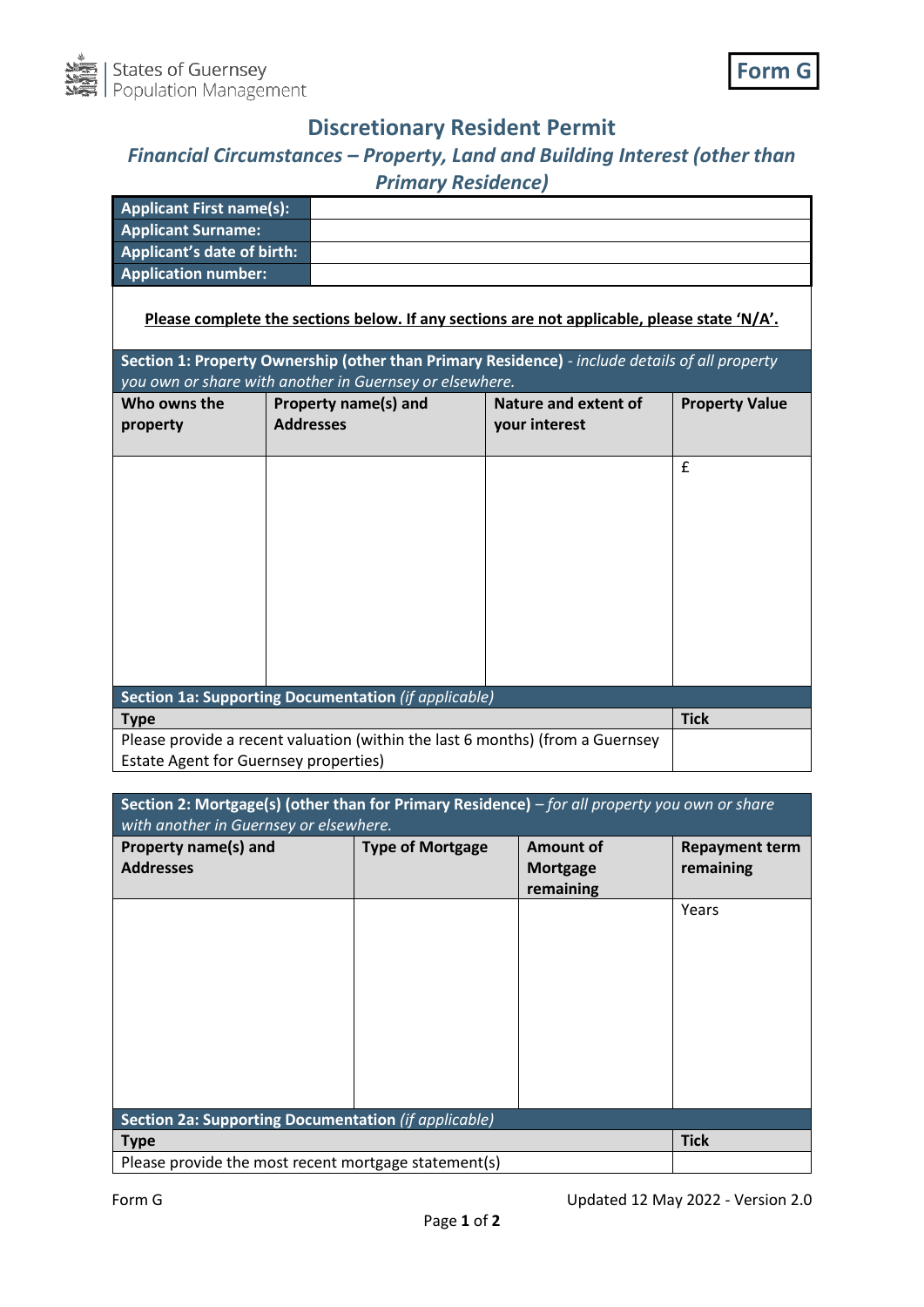States of Guernsey
Population Management

**Form G**

# Discretionary Resident Permit

## *Financial Circumstances – Property, Land and Building Interest (other than Primary Residence)*

| | |
|---|---|
| **Applicant First name(s):** | |
| **Applicant Surname:** | |
| **Applicant's date of birth:** | |
| **Application number:** | |

**Please complete the sections below. If any sections are not applicable, please state 'N/A'.**

**Section 1: Property Ownership (other than Primary Residence)** - *include details of all property you own or share with another in Guernsey or elsewhere.*

| Who owns the property | Property name(s) and Addresses | Nature and extent of your interest | Property Value |
|---|---|---|---|
| | | | £ |

**Section 1a: Supporting Documentation** *(if applicable)*

| Type | Tick |
|---|---|
| Please provide a recent valuation (within the last 6 months) (from a Guernsey Estate Agent for Guernsey properties) | |

**Section 2: Mortgage(s) (other than for Primary Residence)** – *for all property you own or share with another in Guernsey or elsewhere.*

| Property name(s) and Addresses | Type of Mortgage | Amount of Mortgage remaining | Repayment term remaining |
|---|---|---|---|
| | | | Years |

**Section 2a: Supporting Documentation** *(if applicable)*

| Type | Tick |
|---|---|
| Please provide the most recent mortgage statement(s) | |

Form G — Updated 12 May 2022 - Version 2.0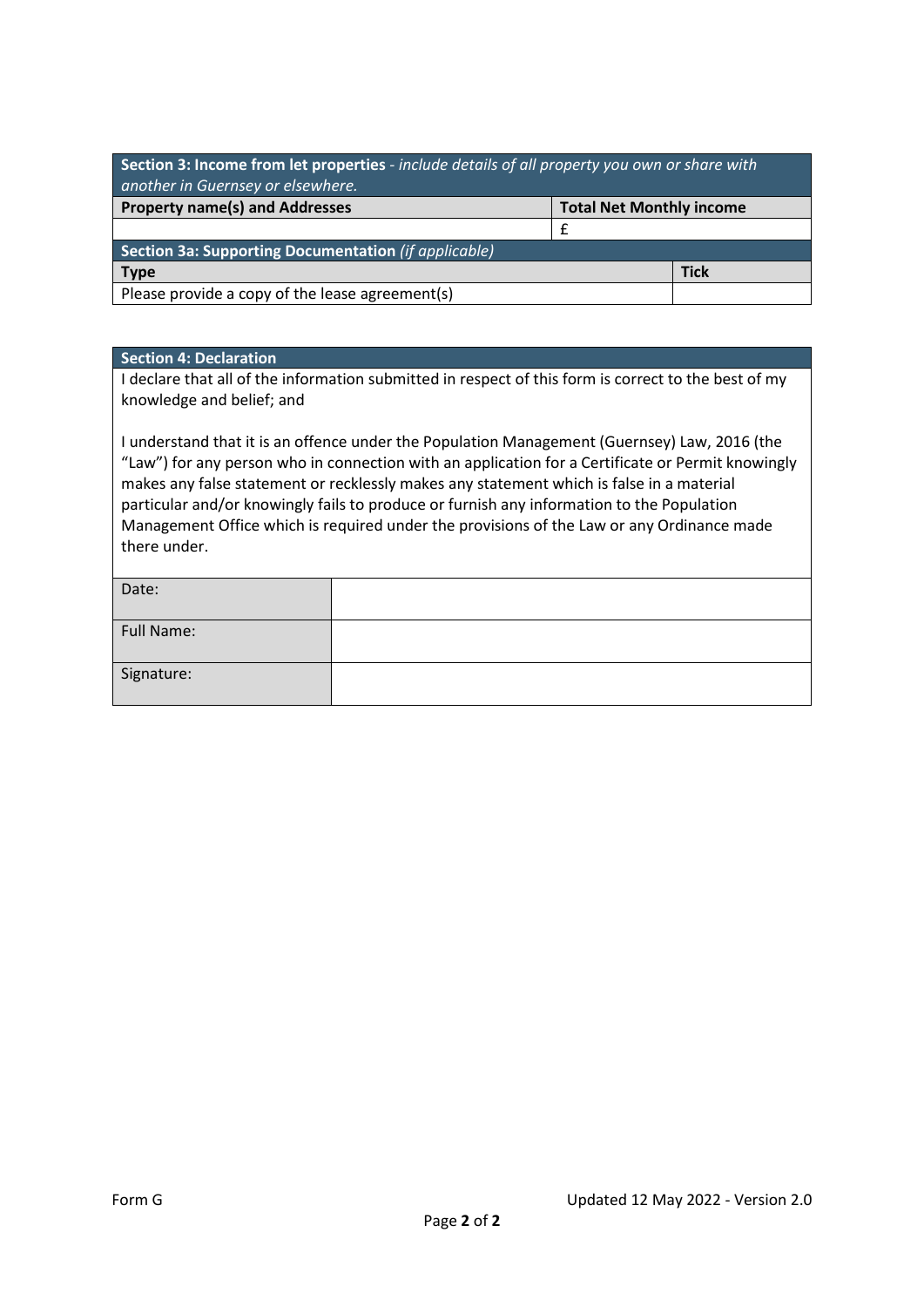| **Section 3: Income from let properties** - *include details of all property you own or share with another in Guernsey or elsewhere.* | |
|---|---|
| **Property name(s) and Addresses** | **Total Net Monthly income** |
| | £ |

| **Section 3a: Supporting Documentation** *(if applicable)* | |
|---|---|
| **Type** | **Tick** |
| Please provide a copy of the lease agreement(s) | |

**Section 4: Declaration**

I declare that all of the information submitted in respect of this form is correct to the best of my knowledge and belief; and

I understand that it is an offence under the Population Management (Guernsey) Law, 2016 (the "Law") for any person who in connection with an application for a Certificate or Permit knowingly makes any false statement or recklessly makes any statement which is false in a material particular and/or knowingly fails to produce or furnish any information to the Population Management Office which is required under the provisions of the Law or any Ordinance made there under.

| | |
|---|---|
| Date: | |
| Full Name: | |
| Signature: | |

Form G

Updated 12 May 2022 - Version 2.0